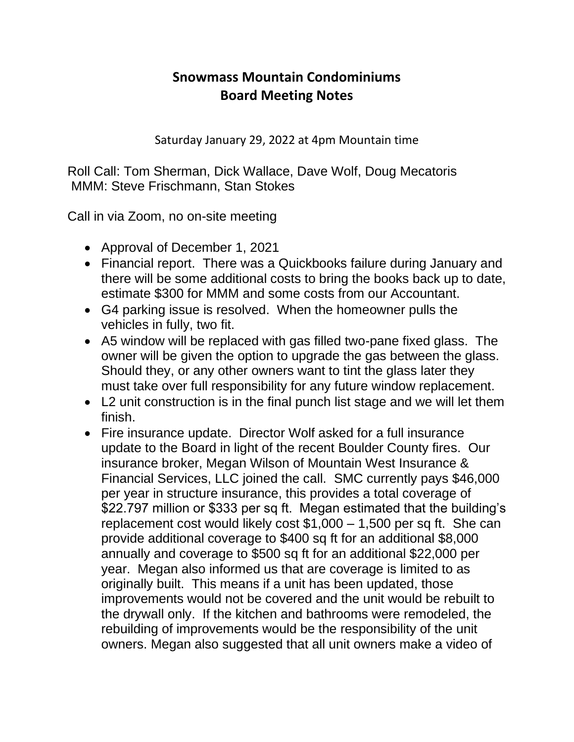# Snowmass Mountain Condominiums
# Board Meeting Notes

Saturday January 29, 2022 at 4pm Mountain time

Roll Call: Tom Sherman, Dick Wallace, Dave Wolf, Doug Mecatoris
MMM: Steve Frischmann, Stan Stokes

Call in via Zoom, no on-site meeting

- Approval of December 1, 2021
- Financial report. There was a Quickbooks failure during January and there will be some additional costs to bring the books back up to date, estimate $300 for MMM and some costs from our Accountant.
- G4 parking issue is resolved. When the homeowner pulls the vehicles in fully, two fit.
- A5 window will be replaced with gas filled two-pane fixed glass. The owner will be given the option to upgrade the gas between the glass. Should they, or any other owners want to tint the glass later they must take over full responsibility for any future window replacement.
- L2 unit construction is in the final punch list stage and we will let them finish.
- Fire insurance update. Director Wolf asked for a full insurance update to the Board in light of the recent Boulder County fires. Our insurance broker, Megan Wilson of Mountain West Insurance & Financial Services, LLC joined the call. SMC currently pays $46,000 per year in structure insurance, this provides a total coverage of $22.797 million or $333 per sq ft. Megan estimated that the building's replacement cost would likely cost $1,000 – 1,500 per sq ft. She can provide additional coverage to $400 sq ft for an additional $8,000 annually and coverage to $500 sq ft for an additional $22,000 per year. Megan also informed us that are coverage is limited to as originally built. This means if a unit has been updated, those improvements would not be covered and the unit would be rebuilt to the drywall only. If the kitchen and bathrooms were remodeled, the rebuilding of improvements would be the responsibility of the unit owners. Megan also suggested that all unit owners make a video of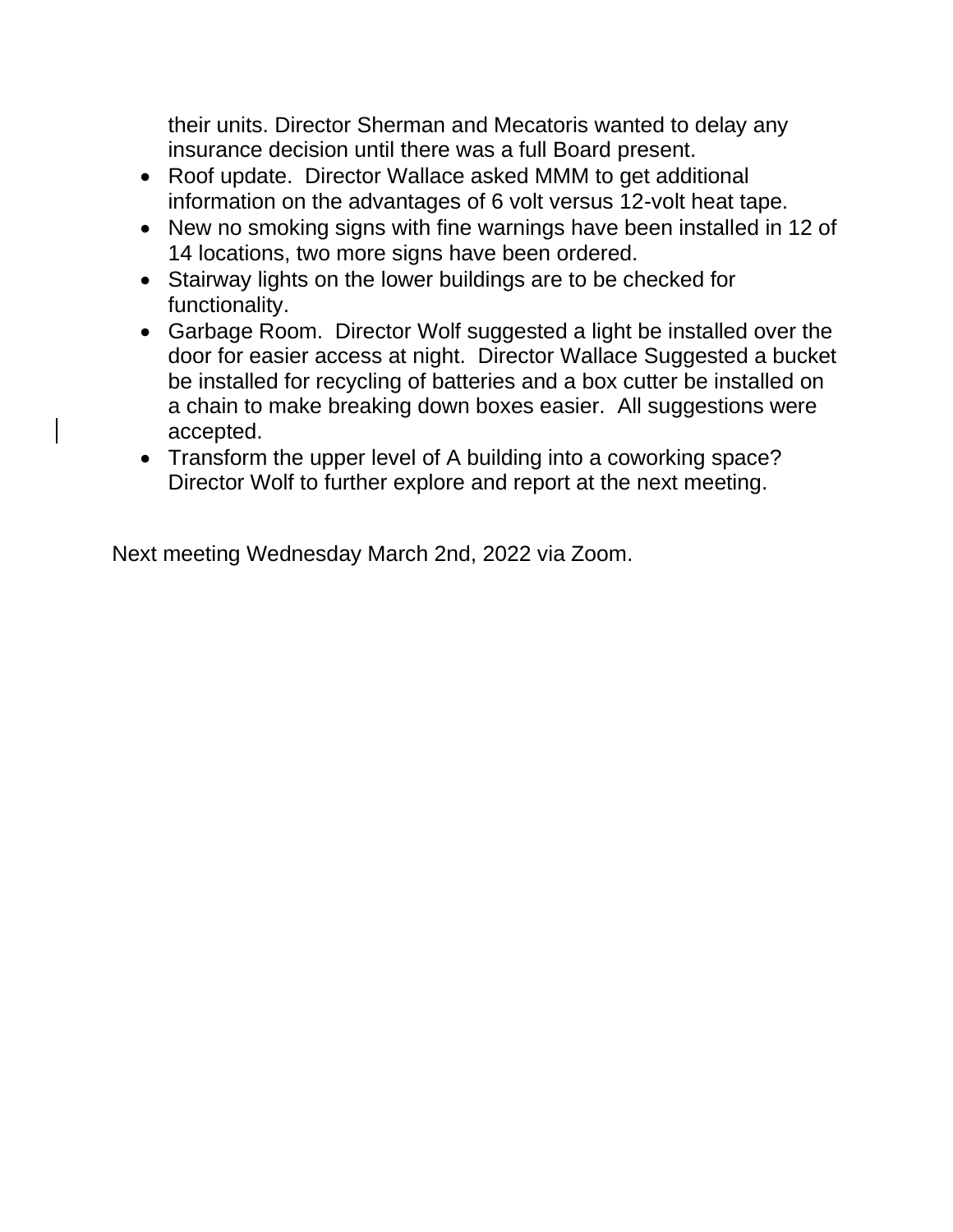their units. Director Sherman and Mecatoris wanted to delay any insurance decision until there was a full Board present.

- Roof update. Director Wallace asked MMM to get additional information on the advantages of 6 volt versus 12-volt heat tape.
- New no smoking signs with fine warnings have been installed in 12 of 14 locations, two more signs have been ordered.
- Stairway lights on the lower buildings are to be checked for functionality.
- Garbage Room. Director Wolf suggested a light be installed over the door for easier access at night. Director Wallace Suggested a bucket be installed for recycling of batteries and a box cutter be installed on a chain to make breaking down boxes easier. All suggestions were accepted.
- Transform the upper level of A building into a coworking space? Director Wolf to further explore and report at the next meeting.

Next meeting Wednesday March 2nd, 2022 via Zoom.